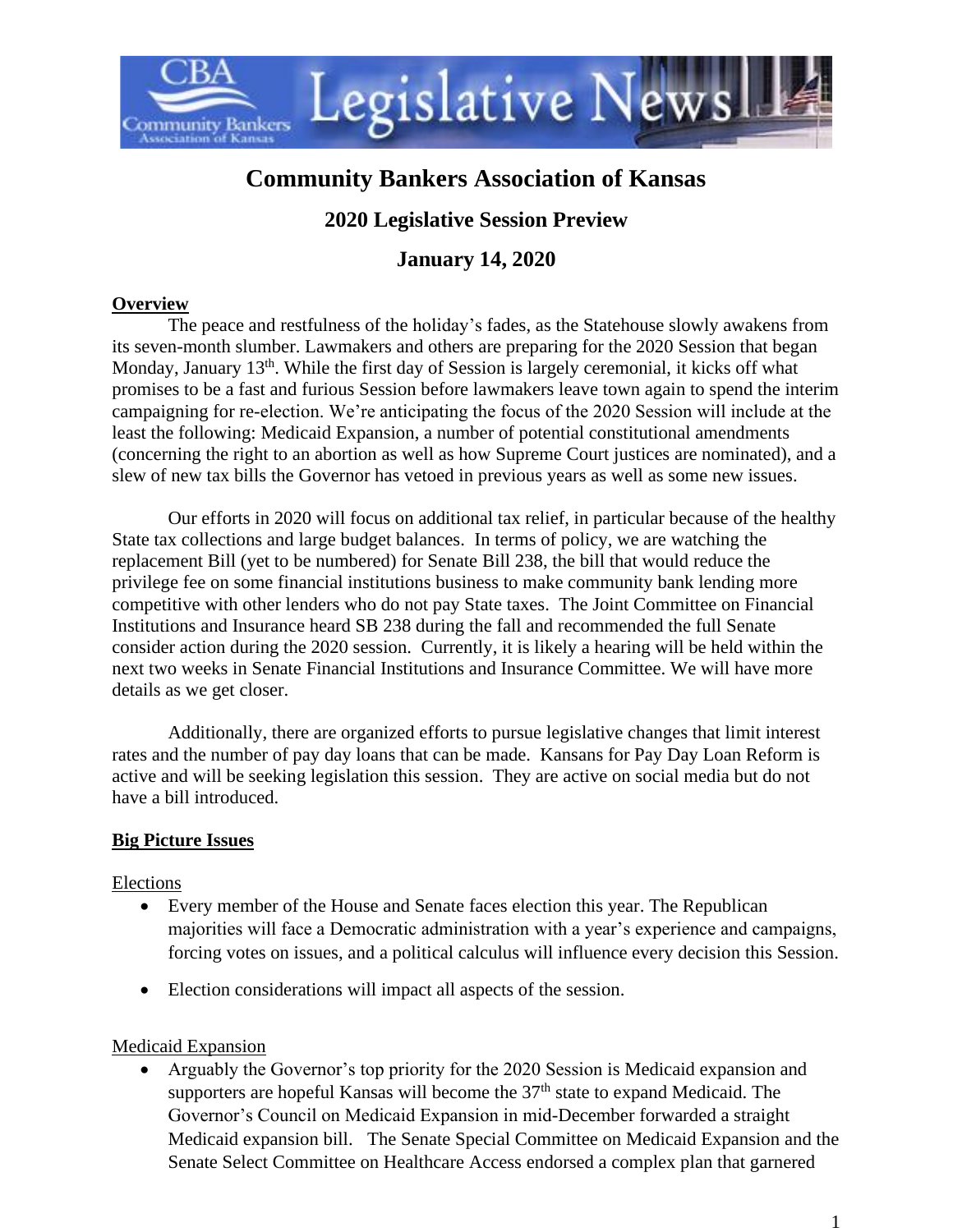# Community Bankers Association of Kansas

## 2020 Legislative Session Preview

## January 14, 2020

**Overview**

The peace and restfulness of the holiday's fades, as the Statehouse slowly awakens from its seven-month slumber. Lawmakers and others are preparing for the 2020 Session that began Monday, January 13th. While the first day of Session is largely ceremonial, it kicks off what promises to be a fast and furious Session before lawmakers leave town again to spend the interim campaigning for re-election. We're anticipating the focus of the 2020 Session will include at the least the following: Medicaid Expansion, a number of potential constitutional amendments (concerning the right to an abortion as well as how Supreme Court justices are nominated), and a slew of new tax bills the Governor has vetoed in previous years as well as some new issues.

Our efforts in 2020 will focus on additional tax relief, in particular because of the healthy State tax collections and large budget balances. In terms of policy, we are watching the replacement Bill (yet to be numbered) for Senate Bill 238, the bill that would reduce the privilege fee on some financial institutions business to make community bank lending more competitive with other lenders who do not pay State taxes. The Joint Committee on Financial Institutions and Insurance heard SB 238 during the fall and recommended the full Senate consider action during the 2020 session. Currently, it is likely a hearing will be held within the next two weeks in Senate Financial Institutions and Insurance Committee. We will have more details as we get closer.

Additionally, there are organized efforts to pursue legislative changes that limit interest rates and the number of pay day loans that can be made. Kansans for Pay Day Loan Reform is active and will be seeking legislation this session. They are active on social media but do not have a bill introduced.

**Big Picture Issues**

Elections

- Every member of the House and Senate faces election this year. The Republican majorities will face a Democratic administration with a year's experience and campaigns, forcing votes on issues, and a political calculus will influence every decision this Session.
- Election considerations will impact all aspects of the session.

Medicaid Expansion

- Arguably the Governor's top priority for the 2020 Session is Medicaid expansion and supporters are hopeful Kansas will become the 37th state to expand Medicaid. The Governor's Council on Medicaid Expansion in mid-December forwarded a straight Medicaid expansion bill. The Senate Special Committee on Medicaid Expansion and the Senate Select Committee on Healthcare Access endorsed a complex plan that garnered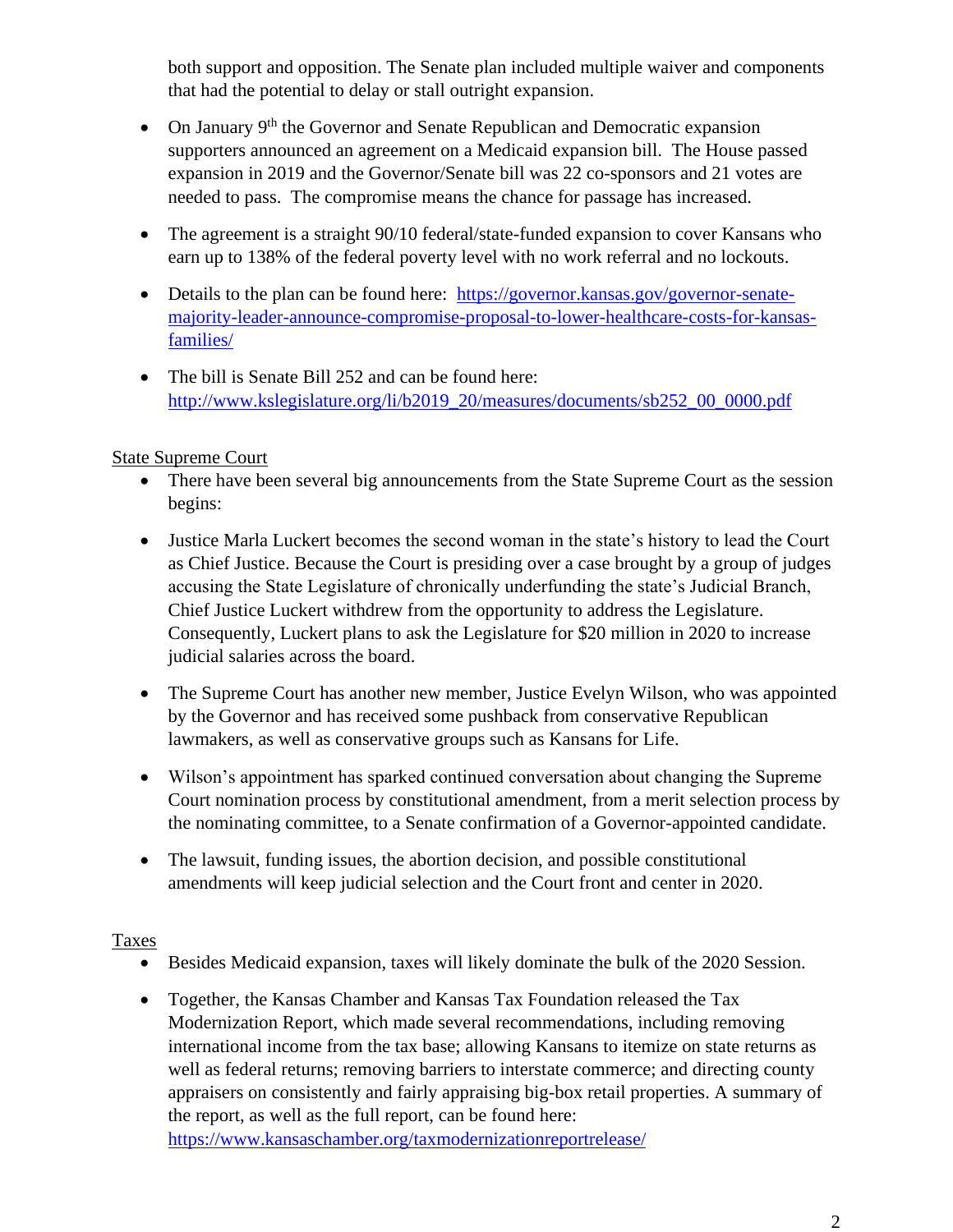both support and opposition. The Senate plan included multiple waiver and components that had the potential to delay or stall outright expansion.

- On January 9th the Governor and Senate Republican and Democratic expansion supporters announced an agreement on a Medicaid expansion bill. The House passed expansion in 2019 and the Governor/Senate bill was 22 co-sponsors and 21 votes are needed to pass. The compromise means the chance for passage has increased.

- The agreement is a straight 90/10 federal/state-funded expansion to cover Kansans who earn up to 138% of the federal poverty level with no work referral and no lockouts.

- Details to the plan can be found here: [https://governor.kansas.gov/governor-senate-majority-leader-announce-compromise-proposal-to-lower-healthcare-costs-for-kansas-families/](https://governor.kansas.gov/governor-senate-majority-leader-announce-compromise-proposal-to-lower-healthcare-costs-for-kansas-families/)

- The bill is Senate Bill 252 and can be found here: [http://www.kslegislature.org/li/b2019_20/measures/documents/sb252_00_0000.pdf](http://www.kslegislature.org/li/b2019_20/measures/documents/sb252_00_0000.pdf)

State Supreme Court

- There have been several big announcements from the State Supreme Court as the session begins:

- Justice Marla Luckert becomes the second woman in the state's history to lead the Court as Chief Justice. Because the Court is presiding over a case brought by a group of judges accusing the State Legislature of chronically underfunding the state's Judicial Branch, Chief Justice Luckert withdrew from the opportunity to address the Legislature. Consequently, Luckert plans to ask the Legislature for $20 million in 2020 to increase judicial salaries across the board.

- The Supreme Court has another new member, Justice Evelyn Wilson, who was appointed by the Governor and has received some pushback from conservative Republican lawmakers, as well as conservative groups such as Kansans for Life.

- Wilson's appointment has sparked continued conversation about changing the Supreme Court nomination process by constitutional amendment, from a merit selection process by the nominating committee, to a Senate confirmation of a Governor-appointed candidate.

- The lawsuit, funding issues, the abortion decision, and possible constitutional amendments will keep judicial selection and the Court front and center in 2020.

Taxes

- Besides Medicaid expansion, taxes will likely dominate the bulk of the 2020 Session.

- Together, the Kansas Chamber and Kansas Tax Foundation released the Tax Modernization Report, which made several recommendations, including removing international income from the tax base; allowing Kansans to itemize on state returns as well as federal returns; removing barriers to interstate commerce; and directing county appraisers on consistently and fairly appraising big-box retail properties. A summary of the report, as well as the full report, can be found here: [https://www.kansaschamber.org/taxmodernizationreportrelease/](https://www.kansaschamber.org/taxmodernizationreportrelease/)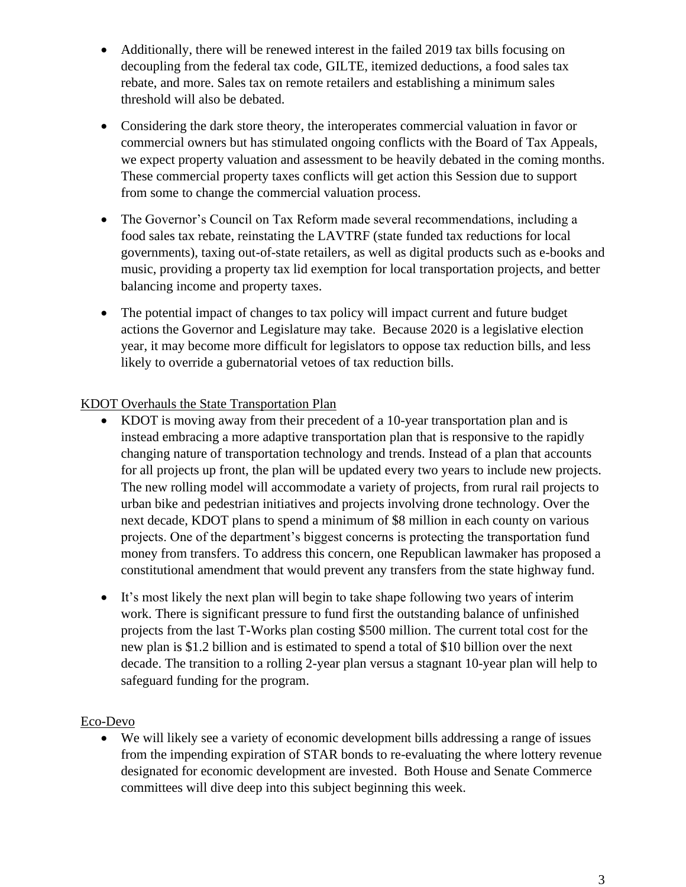- Additionally, there will be renewed interest in the failed 2019 tax bills focusing on decoupling from the federal tax code, GILTE, itemized deductions, a food sales tax rebate, and more. Sales tax on remote retailers and establishing a minimum sales threshold will also be debated.

- Considering the dark store theory, the interoperates commercial valuation in favor or commercial owners but has stimulated ongoing conflicts with the Board of Tax Appeals, we expect property valuation and assessment to be heavily debated in the coming months. These commercial property taxes conflicts will get action this Session due to support from some to change the commercial valuation process.

- The Governor's Council on Tax Reform made several recommendations, including a food sales tax rebate, reinstating the LAVTRF (state funded tax reductions for local governments), taxing out-of-state retailers, as well as digital products such as e-books and music, providing a property tax lid exemption for local transportation projects, and better balancing income and property taxes.

- The potential impact of changes to tax policy will impact current and future budget actions the Governor and Legislature may take. Because 2020 is a legislative election year, it may become more difficult for legislators to oppose tax reduction bills, and less likely to override a gubernatorial vetoes of tax reduction bills.

<u>KDOT Overhauls the State Transportation Plan</u>

- KDOT is moving away from their precedent of a 10-year transportation plan and is instead embracing a more adaptive transportation plan that is responsive to the rapidly changing nature of transportation technology and trends. Instead of a plan that accounts for all projects up front, the plan will be updated every two years to include new projects. The new rolling model will accommodate a variety of projects, from rural rail projects to urban bike and pedestrian initiatives and projects involving drone technology. Over the next decade, KDOT plans to spend a minimum of $8 million in each county on various projects. One of the department's biggest concerns is protecting the transportation fund money from transfers. To address this concern, one Republican lawmaker has proposed a constitutional amendment that would prevent any transfers from the state highway fund.

- It's most likely the next plan will begin to take shape following two years of interim work. There is significant pressure to fund first the outstanding balance of unfinished projects from the last T-Works plan costing $500 million. The current total cost for the new plan is $1.2 billion and is estimated to spend a total of $10 billion over the next decade. The transition to a rolling 2-year plan versus a stagnant 10-year plan will help to safeguard funding for the program.

<u>Eco-Devo</u>

- We will likely see a variety of economic development bills addressing a range of issues from the impending expiration of STAR bonds to re-evaluating the where lottery revenue designated for economic development are invested. Both House and Senate Commerce committees will dive deep into this subject beginning this week.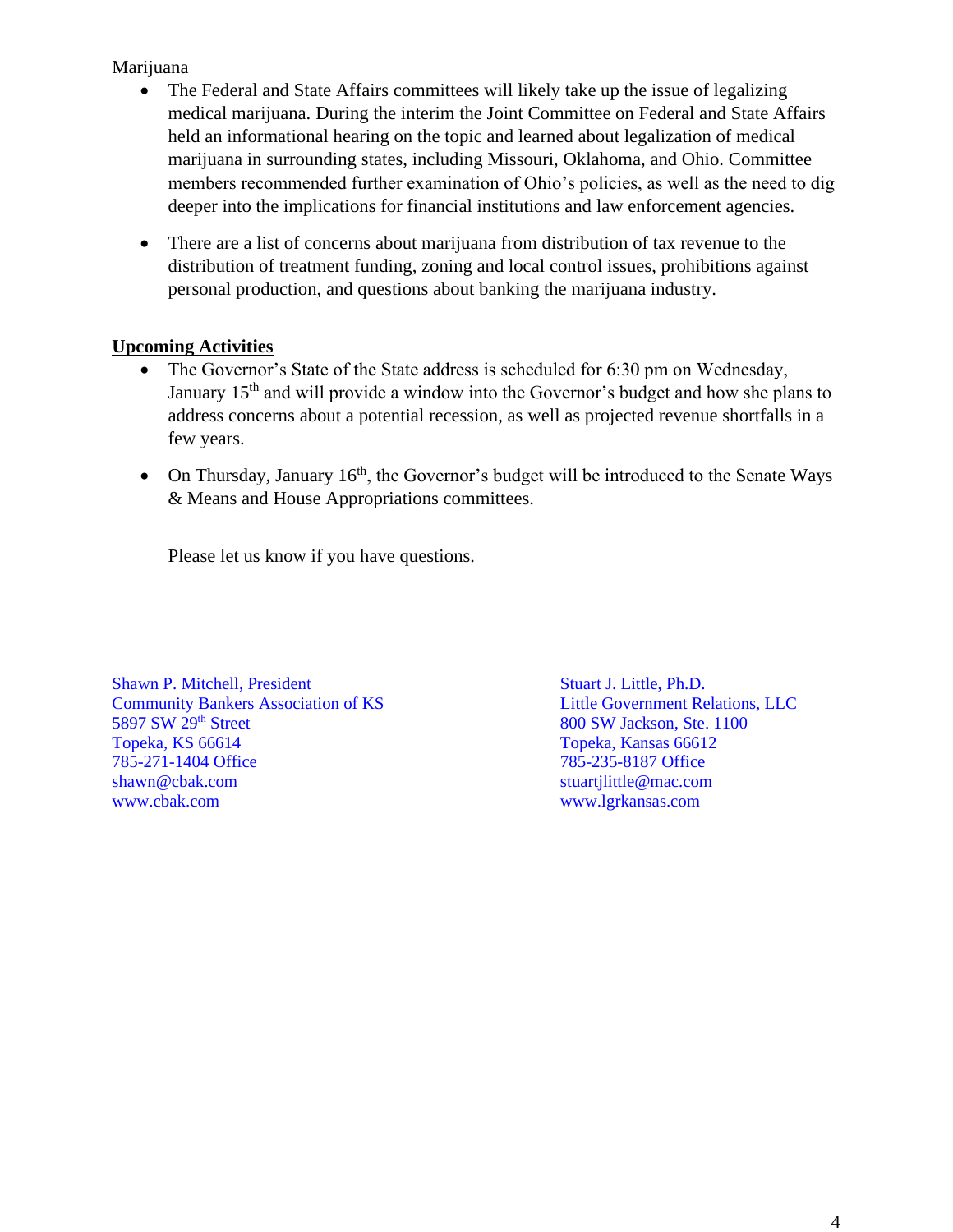Marijuana

- The Federal and State Affairs committees will likely take up the issue of legalizing medical marijuana. During the interim the Joint Committee on Federal and State Affairs held an informational hearing on the topic and learned about legalization of medical marijuana in surrounding states, including Missouri, Oklahoma, and Ohio. Committee members recommended further examination of Ohio's policies, as well as the need to dig deeper into the implications for financial institutions and law enforcement agencies.

- There are a list of concerns about marijuana from distribution of tax revenue to the distribution of treatment funding, zoning and local control issues, prohibitions against personal production, and questions about banking the marijuana industry.

## Upcoming Activities

- The Governor's State of the State address is scheduled for 6:30 pm on Wednesday, January 15th and will provide a window into the Governor's budget and how she plans to address concerns about a potential recession, as well as projected revenue shortfalls in a few years.

- On Thursday, January 16th, the Governor's budget will be introduced to the Senate Ways & Means and House Appropriations committees.

Please let us know if you have questions.

Shawn P. Mitchell, President
Community Bankers Association of KS
5897 SW 29th Street
Topeka, KS 66614
785-271-1404 Office
shawn@cbak.com
www.cbak.com

Stuart J. Little, Ph.D.
Little Government Relations, LLC
800 SW Jackson, Ste. 1100
Topeka, Kansas 66612
785-235-8187 Office
stuartjlittle@mac.com
www.lgrkansas.com